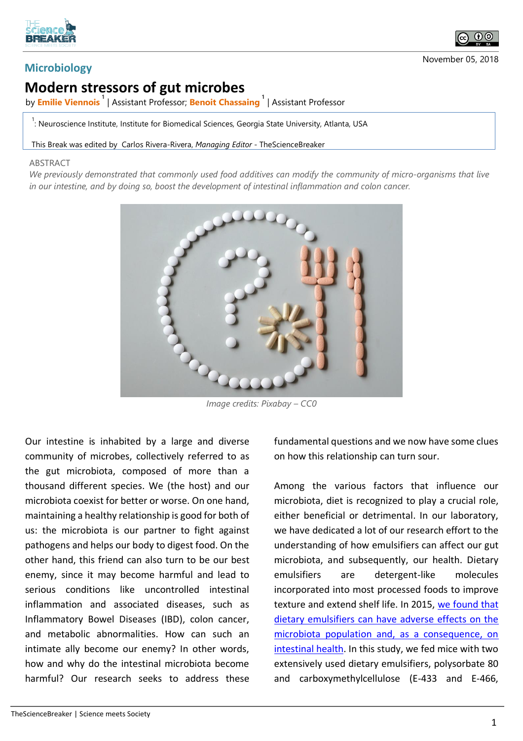Microbiology

November 05, 2018

# Modern stressors of gut microbes

by **Emilie Viennois** [1] | Assistant Professor; **Benoit Chassaing** [1] | Assistant Professor

[1]: Neuroscience Institute, Institute for Biomedical Sciences, Georgia State University, Atlanta, USA

This Break was edited by Carlos Rivera-Rivera, *Managing Editor* - TheScienceBreaker

ABSTRACT

*We previously demonstrated that commonly used food additives can modify the community of micro-organisms that live in our intestine, and by doing so, boost the development of intestinal inflammation and colon cancer.*

*Image credits: Pixabay – CC0*

Our intestine is inhabited by a large and diverse community of microbes, collectively referred to as the gut microbiota, composed of more than a thousand different species. We (the host) and our microbiota coexist for better or worse. On one hand, maintaining a healthy relationship is good for both of us: the microbiota is our partner to fight against pathogens and helps our body to digest food. On the other hand, this friend can also turn to be our best enemy, since it may become harmful and lead to serious conditions like uncontrolled intestinal inflammation and associated diseases, such as Inflammatory Bowel Diseases (IBD), colon cancer, and metabolic abnormalities. How can such an intimate ally become our enemy? In other words, how and why do the intestinal microbiota become harmful? Our research seeks to address these fundamental questions and we now have some clues on how this relationship can turn sour.

Among the various factors that influence our microbiota, diet is recognized to play a crucial role, either beneficial or detrimental. In our laboratory, we have dedicated a lot of our research effort to the understanding of how emulsifiers can affect our gut microbiota, and subsequently, our health. Dietary emulsifiers are detergent-like molecules incorporated into most processed foods to improve texture and extend shelf life. In 2015, we found that dietary emulsifiers can have adverse effects on the microbiota population and, as a consequence, on intestinal health. In this study, we fed mice with two extensively used dietary emulsifiers, polysorbate 80 and carboxymethylcellulose (E-433 and E-466,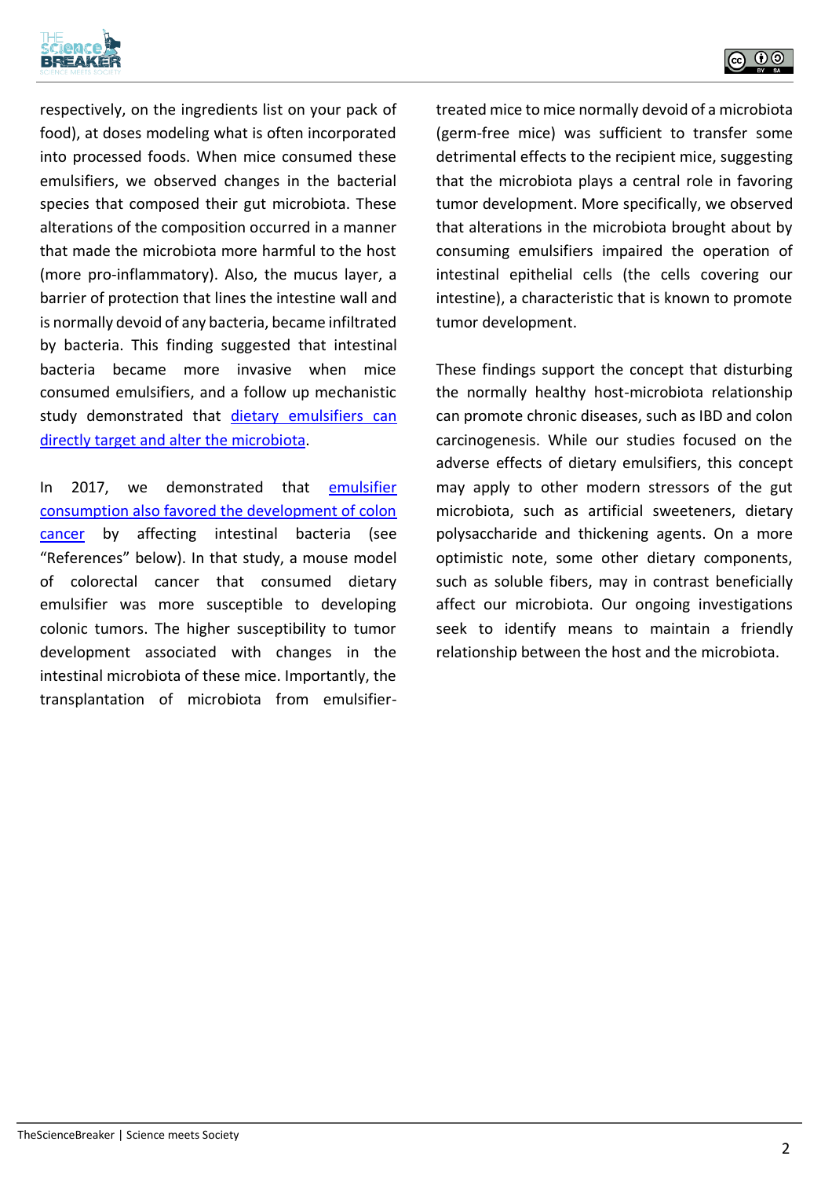respectively, on the ingredients list on your pack of food), at doses modeling what is often incorporated into processed foods. When mice consumed these emulsifiers, we observed changes in the bacterial species that composed their gut microbiota. These alterations of the composition occurred in a manner that made the microbiota more harmful to the host (more pro-inflammatory). Also, the mucus layer, a barrier of protection that lines the intestine wall and is normally devoid of any bacteria, became infiltrated by bacteria. This finding suggested that intestinal bacteria became more invasive when mice consumed emulsifiers, and a follow up mechanistic study demonstrated that [dietary emulsifiers can directly target and alter the microbiota].

In 2017, we demonstrated that [emulsifier consumption also favored the development of colon cancer] by affecting intestinal bacteria (see "References" below). In that study, a mouse model of colorectal cancer that consumed dietary emulsifier was more susceptible to developing colonic tumors. The higher susceptibility to tumor development associated with changes in the intestinal microbiota of these mice. Importantly, the transplantation of microbiota from emulsifier-treated mice to mice normally devoid of a microbiota (germ-free mice) was sufficient to transfer some detrimental effects to the recipient mice, suggesting that the microbiota plays a central role in favoring tumor development. More specifically, we observed that alterations in the microbiota brought about by consuming emulsifiers impaired the operation of intestinal epithelial cells (the cells covering our intestine), a characteristic that is known to promote tumor development.

These findings support the concept that disturbing the normally healthy host-microbiota relationship can promote chronic diseases, such as IBD and colon carcinogenesis. While our studies focused on the adverse effects of dietary emulsifiers, this concept may apply to other modern stressors of the gut microbiota, such as artificial sweeteners, dietary polysaccharide and thickening agents. On a more optimistic note, some other dietary components, such as soluble fibers, may in contrast beneficially affect our microbiota. Our ongoing investigations seek to identify means to maintain a friendly relationship between the host and the microbiota.